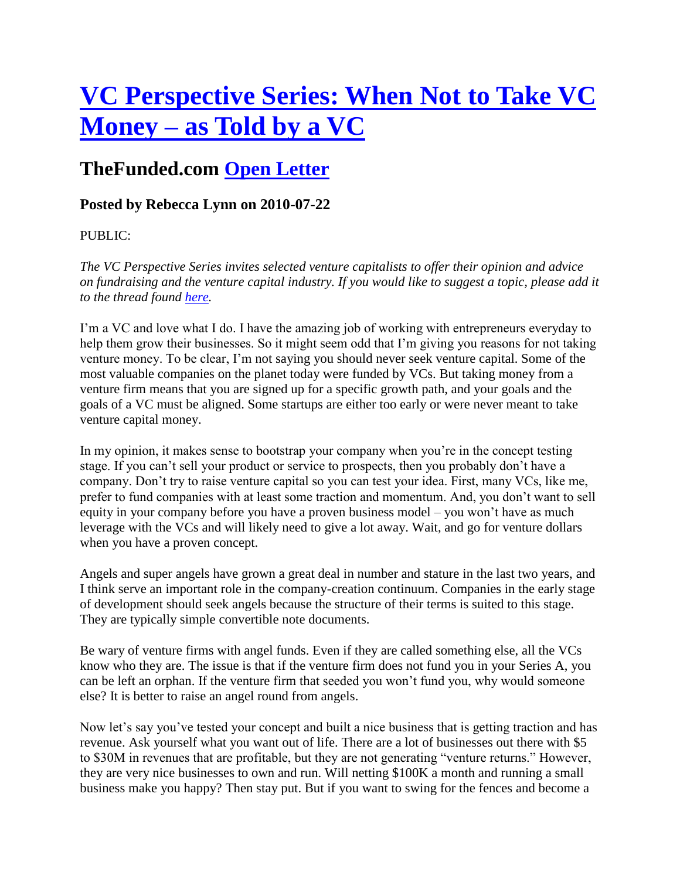# VC Perspective Series: When Not to Take VC Money – as Told by a VC

## TheFunded.com Open Letter

### Posted by Rebecca Lynn on 2010-07-22

PUBLIC:

*The VC Perspective Series invites selected venture capitalists to offer their opinion and advice on fundraising and the venture capital industry. If you would like to suggest a topic, please add it to the thread found here.*

I'm a VC and love what I do. I have the amazing job of working with entrepreneurs everyday to help them grow their businesses. So it might seem odd that I'm giving you reasons for not taking venture money. To be clear, I'm not saying you should never seek venture capital. Some of the most valuable companies on the planet today were funded by VCs. But taking money from a venture firm means that you are signed up for a specific growth path, and your goals and the goals of a VC must be aligned. Some startups are either too early or were never meant to take venture capital money.

In my opinion, it makes sense to bootstrap your company when you're in the concept testing stage. If you can't sell your product or service to prospects, then you probably don't have a company. Don't try to raise venture capital so you can test your idea. First, many VCs, like me, prefer to fund companies with at least some traction and momentum. And, you don't want to sell equity in your company before you have a proven business model – you won't have as much leverage with the VCs and will likely need to give a lot away. Wait, and go for venture dollars when you have a proven concept.

Angels and super angels have grown a great deal in number and stature in the last two years, and I think serve an important role in the company-creation continuum. Companies in the early stage of development should seek angels because the structure of their terms is suited to this stage. They are typically simple convertible note documents.

Be wary of venture firms with angel funds. Even if they are called something else, all the VCs know who they are. The issue is that if the venture firm does not fund you in your Series A, you can be left an orphan. If the venture firm that seeded you won't fund you, why would someone else? It is better to raise an angel round from angels.

Now let's say you've tested your concept and built a nice business that is getting traction and has revenue. Ask yourself what you want out of life. There are a lot of businesses out there with $5 to $30M in revenues that are profitable, but they are not generating "venture returns." However, they are very nice businesses to own and run. Will netting $100K a month and running a small business make you happy? Then stay put. But if you want to swing for the fences and become a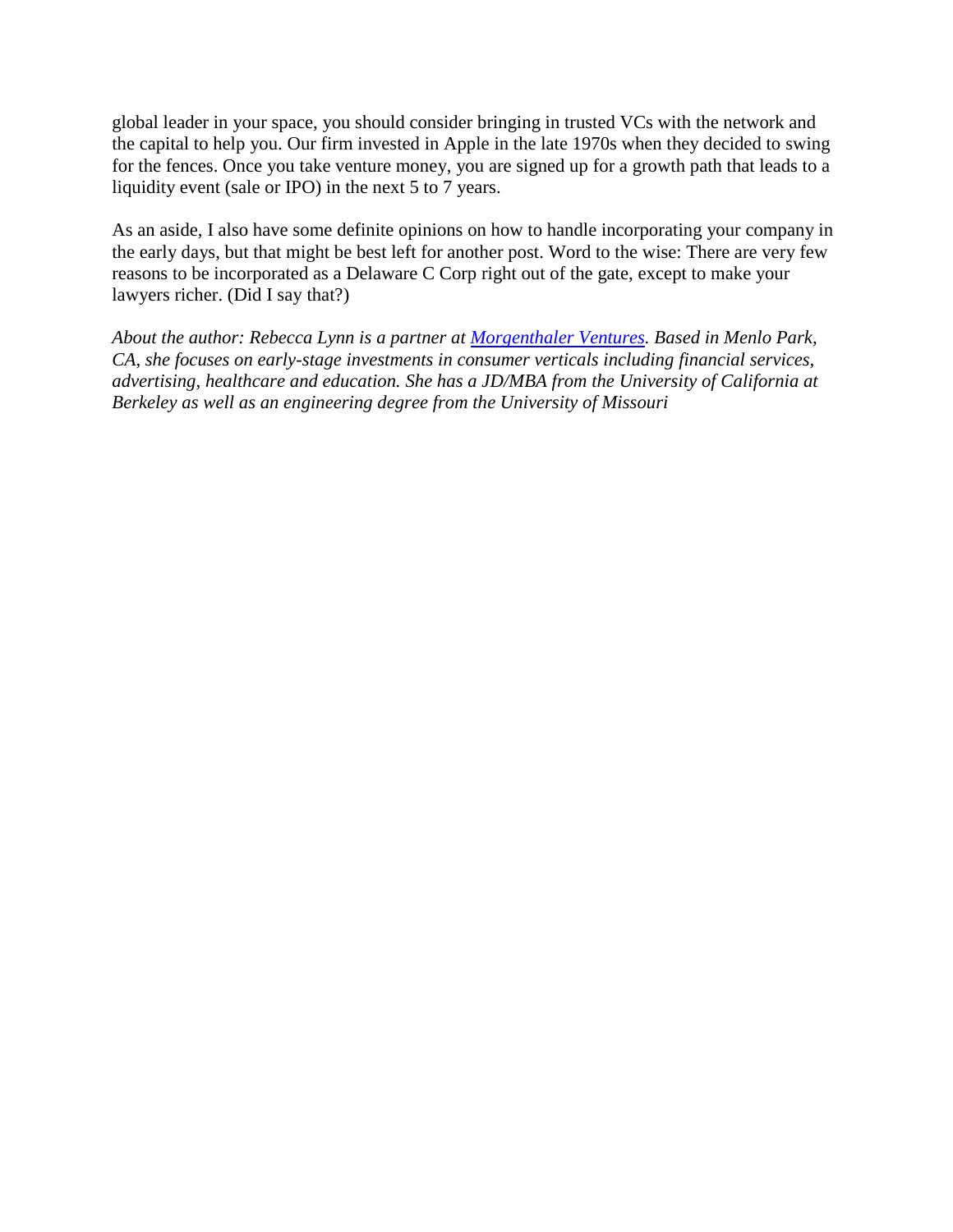global leader in your space, you should consider bringing in trusted VCs with the network and the capital to help you. Our firm invested in Apple in the late 1970s when they decided to swing for the fences. Once you take venture money, you are signed up for a growth path that leads to a liquidity event (sale or IPO) in the next 5 to 7 years.

As an aside, I also have some definite opinions on how to handle incorporating your company in the early days, but that might be best left for another post. Word to the wise: There are very few reasons to be incorporated as a Delaware C Corp right out of the gate, except to make your lawyers richer. (Did I say that?)

*About the author: Rebecca Lynn is a partner at [Morgenthaler Ventures](). Based in Menlo Park, CA, she focuses on early-stage investments in consumer verticals including financial services, advertising, healthcare and education. She has a JD/MBA from the University of California at Berkeley as well as an engineering degree from the University of Missouri*